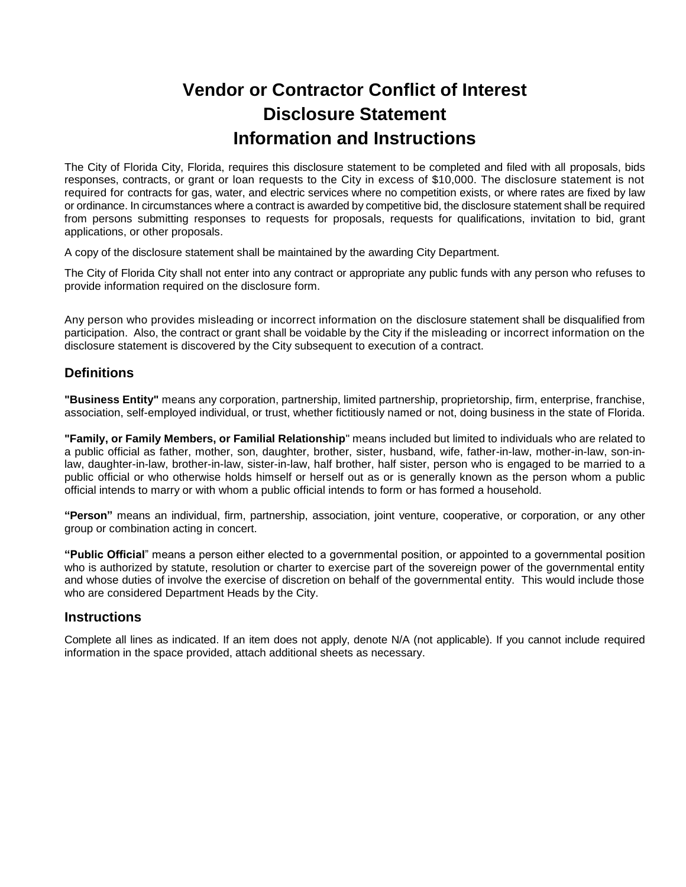# Vendor or Contractor Conflict of Interest Disclosure Statement Information and Instructions

The City of Florida City, Florida, requires this disclosure statement to be completed and filed with all proposals, bids responses, contracts, or grant or loan requests to the City in excess of $10,000. The disclosure statement is not required for contracts for gas, water, and electric services where no competition exists, or where rates are fixed by law or ordinance. In circumstances where a contract is awarded by competitive bid, the disclosure statement shall be required from persons submitting responses to requests for proposals, requests for qualifications, invitation to bid, grant applications, or other proposals.

A copy of the disclosure statement shall be maintained by the awarding City Department.

The City of Florida City shall not enter into any contract or appropriate any public funds with any person who refuses to provide information required on the disclosure form.

Any person who provides misleading or incorrect information on the disclosure statement shall be disqualified from participation. Also, the contract or grant shall be voidable by the City if the misleading or incorrect information on the disclosure statement is discovered by the City subsequent to execution of a contract.

## Definitions

**"Business Entity"** means any corporation, partnership, limited partnership, proprietorship, firm, enterprise, franchise, association, self-employed individual, or trust, whether fictitiously named or not, doing business in the state of Florida.

**"Family, or Family Members, or Familial Relationship"** means included but limited to individuals who are related to a public official as father, mother, son, daughter, brother, sister, husband, wife, father-in-law, mother-in-law, son-in-law, daughter-in-law, brother-in-law, sister-in-law, half brother, half sister, person who is engaged to be married to a public official or who otherwise holds himself or herself out as or is generally known as the person whom a public official intends to marry or with whom a public official intends to form or has formed a household.

**"Person"** means an individual, firm, partnership, association, joint venture, cooperative, or corporation, or any other group or combination acting in concert.

**"Public Official"** means a person either elected to a governmental position, or appointed to a governmental position who is authorized by statute, resolution or charter to exercise part of the sovereign power of the governmental entity and whose duties of involve the exercise of discretion on behalf of the governmental entity. This would include those who are considered Department Heads by the City.

## Instructions

Complete all lines as indicated. If an item does not apply, denote N/A (not applicable). If you cannot include required information in the space provided, attach additional sheets as necessary.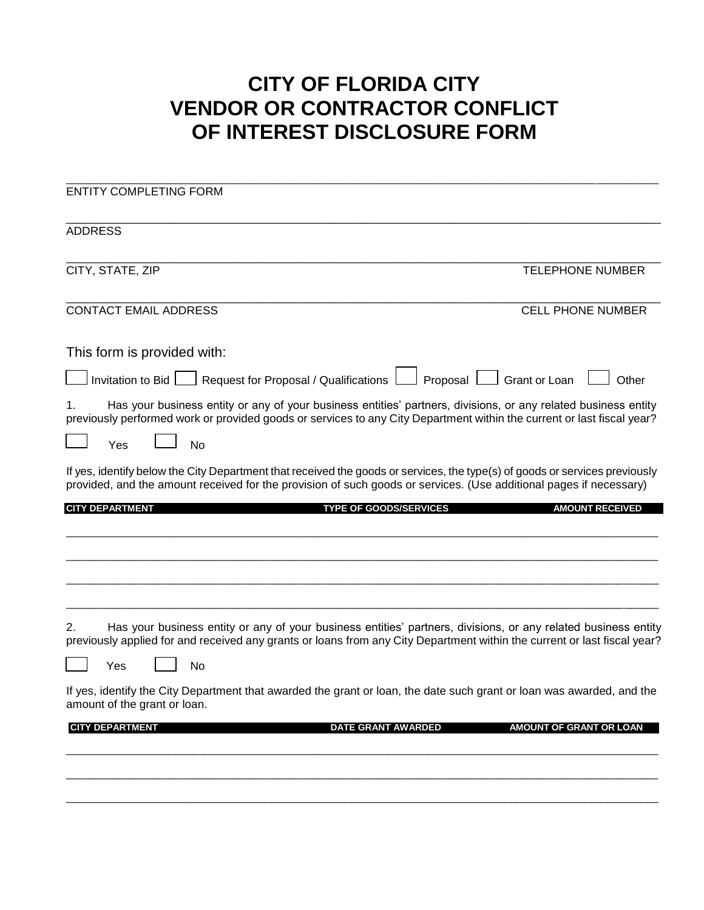# CITY OF FLORIDA CITY VENDOR OR CONTRACTOR CONFLICT OF INTEREST DISCLOSURE FORM

\_\_\_\_\_\_\_\_\_\_\_\_\_\_\_\_\_\_\_\_\_\_\_\_\_\_\_\_\_\_\_\_\_\_\_\_\_\_\_\_\_\_\_\_\_\_\_\_\_\_\_\_\_\_\_\_\_\_\_\_\_\_\_\_\_\_\_\_\_\_\_\_\_\_\_\_\_\_

ENTITY COMPLETING FORM

\_\_\_\_\_\_\_\_\_\_\_\_\_\_\_\_\_\_\_\_\_\_\_\_\_\_\_\_\_\_\_\_\_\_\_\_\_\_\_\_\_\_\_\_\_\_\_\_\_\_\_\_\_\_\_\_\_\_\_\_\_\_\_\_\_\_\_\_\_\_\_\_\_\_\_\_\_\_

ADDRESS

\_\_\_\_\_\_\_\_\_\_\_\_\_\_\_\_\_\_\_\_\_\_\_\_\_\_\_\_\_\_\_\_\_\_\_\_\_\_\_\_\_\_\_\_\_\_\_\_\_\_\_\_\_\_\_\_\_\_\_\_\_\_\_\_\_\_\_\_\_\_\_\_\_\_\_\_\_\_

CITY, STATE, ZIP TELEPHONE NUMBER

\_\_\_\_\_\_\_\_\_\_\_\_\_\_\_\_\_\_\_\_\_\_\_\_\_\_\_\_\_\_\_\_\_\_\_\_\_\_\_\_\_\_\_\_\_\_\_\_\_\_\_\_\_\_\_\_\_\_\_\_\_\_\_\_\_\_\_\_\_\_\_\_\_\_\_\_\_\_

CONTACT EMAIL ADDRESS CELL PHONE NUMBER

This form is provided with:

☐ Invitation to Bid ☐ Request for Proposal / Qualifications ☐ Proposal ☐ Grant or Loan ☐ Other

1. Has your business entity or any of your business entities' partners, divisions, or any related business entity previously performed work or provided goods or services to any City Department within the current or last fiscal year?

☐ Yes ☐ No

If yes, identify below the City Department that received the goods or services, the type(s) of goods or services previously provided, and the amount received for the provision of such goods or services. (Use additional pages if necessary)

| CITY DEPARTMENT | TYPE OF GOODS/SERVICES | AMOUNT RECEIVED |
|---|---|---|
| | | |
| | | |
| | | |
| | | |

2. Has your business entity or any of your business entities' partners, divisions, or any related business entity previously applied for and received any grants or loans from any City Department within the current or last fiscal year?

☐ Yes ☐ No

If yes, identify the City Department that awarded the grant or loan, the date such grant or loan was awarded, and the amount of the grant or loan.

| CITY DEPARTMENT | DATE GRANT AWARDED | AMOUNT OF GRANT OR LOAN |
|---|---|---|
| | | |
| | | |
| | | |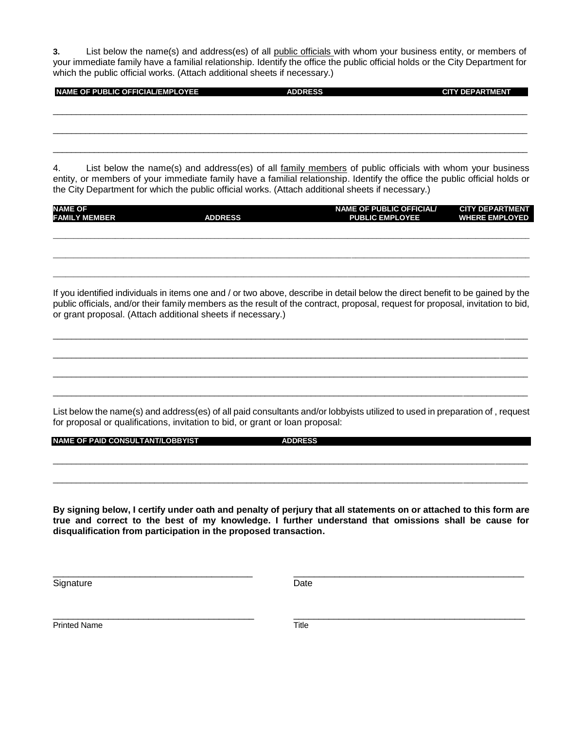**3.** List below the name(s) and address(es) of all public officials with whom your business entity, or members of your immediate family have a familial relationship. Identify the office the public official holds or the City Department for which the public official works. (Attach additional sheets if necessary.)

| NAME OF PUBLIC OFFICIAL/EMPLOYEE | ADDRESS | CITY DEPARTMENT |
|---|---|---|
| | | |
| | | |
| | | |

4. List below the name(s) and address(es) of all family members of public officials with whom your business entity, or members of your immediate family have a familial relationship. Identify the office the public official holds or the City Department for which the public official works. (Attach additional sheets if necessary.)

| NAME OF FAMILY MEMBER | ADDRESS | NAME OF PUBLIC OFFICIAL/ PUBLIC EMPLOYEE | CITY DEPARTMENT WHERE EMPLOYED |
|---|---|---|---|
| | | | |
| | | | |
| | | | |

If you identified individuals in items one and / or two above, describe in detail below the direct benefit to be gained by the public officials, and/or their family members as the result of the contract, proposal, request for proposal, invitation to bid, or grant proposal. (Attach additional sheets if necessary.)

_______________________________________________________________________________

_______________________________________________________________________________

_______________________________________________________________________________

_______________________________________________________________________________

List below the name(s) and address(es) of all paid consultants and/or lobbyists utilized to used in preparation of , request for proposal or qualifications, invitation to bid, or grant or loan proposal:

| NAME OF PAID CONSULTANT/LOBBYIST | ADDRESS |
|---|---|
| | |
| | |

**By signing below, I certify under oath and penalty of perjury that all statements on or attached to this form are true and correct to the best of my knowledge. I further understand that omissions shall be cause for disqualification from participation in the proposed transaction.**

_______________________________ _______________________________

Signature Date

_______________________________ _______________________________

Printed Name Title